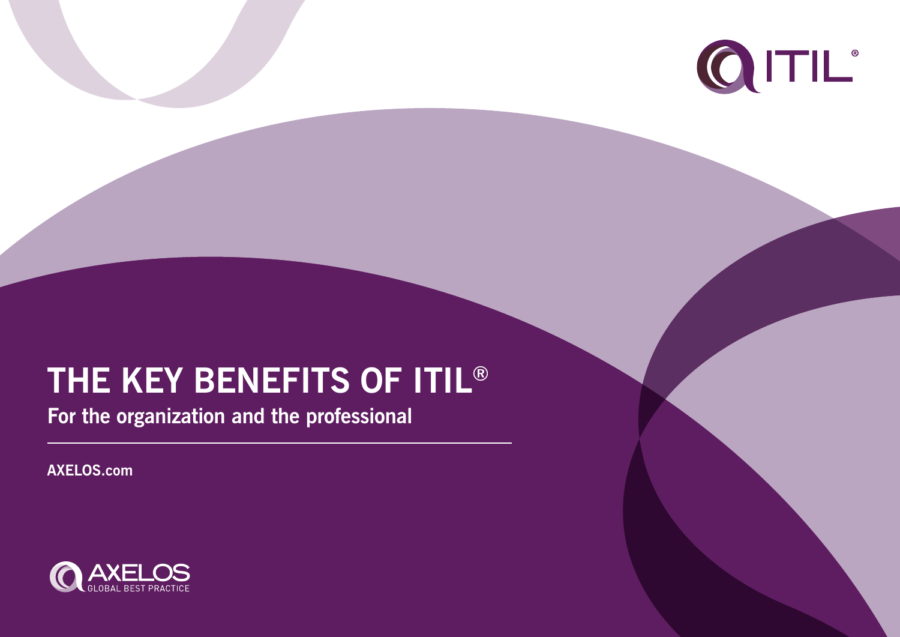# THE KEY BENEFITS OF ITIL®

**For the organization and the professional**

---

**AXELOS.com**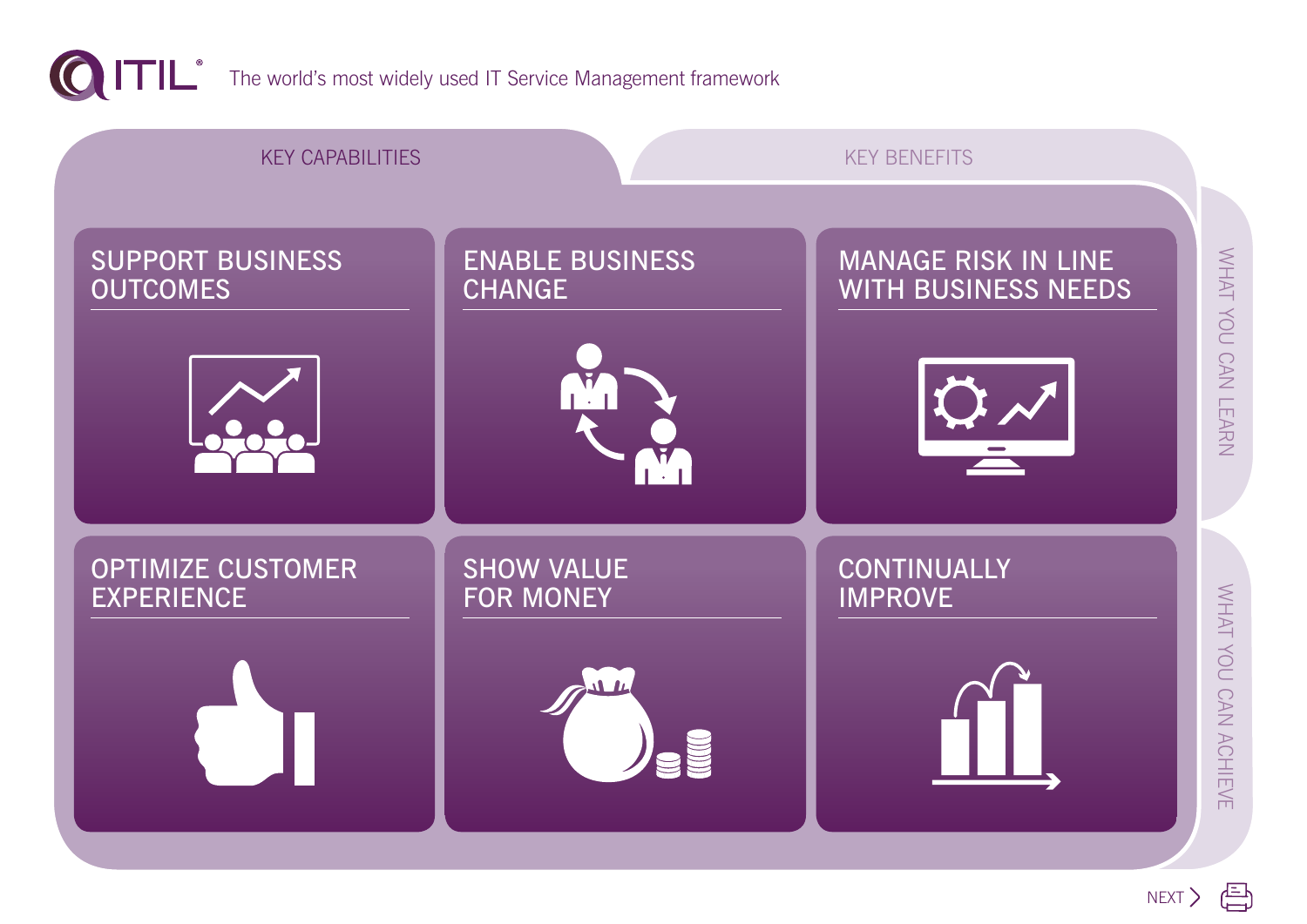# ITIL®

The world's most widely used IT Service Management framework

## KEY CAPABILITIES

KEY BENEFITS

### SUPPORT BUSINESS OUTCOMES

### ENABLE BUSINESS CHANGE

### MANAGE RISK IN LINE WITH BUSINESS NEEDS

### OPTIMIZE CUSTOMER EXPERIENCE

### SHOW VALUE FOR MONEY

### CONTINUALLY IMPROVE

WHAT YOU CAN LEARN

WHAT YOU CAN ACHIEVE

NEXT >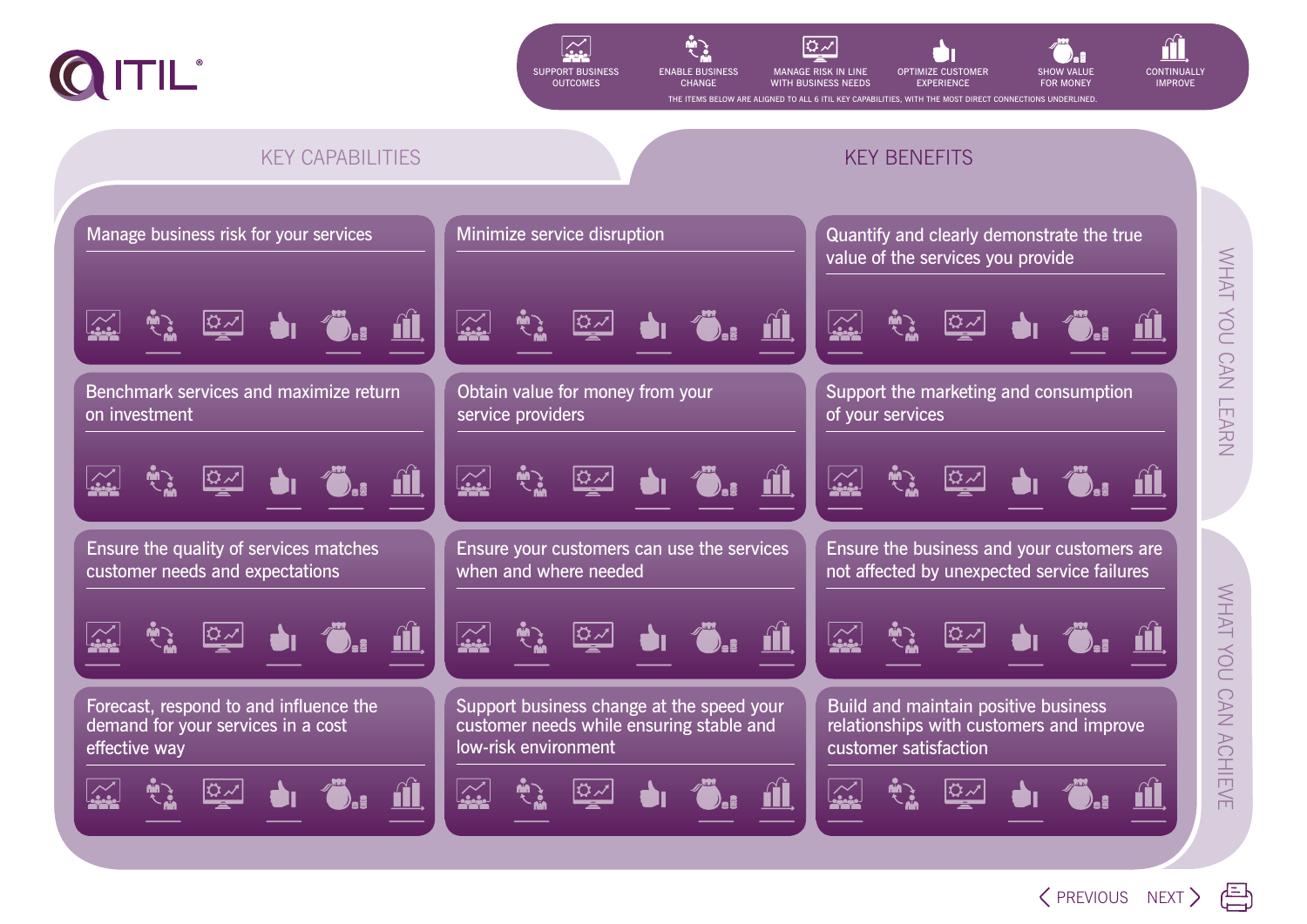# ITIL®

SUPPORT BUSINESS OUTCOMES | ENABLE BUSINESS CHANGE | MANAGE RISK IN LINE WITH BUSINESS NEEDS | OPTIMIZE CUSTOMER EXPERIENCE | SHOW VALUE FOR MONEY | CONTINUALLY IMPROVE

THE ITEMS BELOW ARE ALIGNED TO ALL 6 ITIL KEY CAPABILITIES, WITH THE MOST DIRECT CONNECTIONS UNDERLINED.

## KEY CAPABILITIES

## KEY BENEFITS

### WHAT YOU CAN LEARN

- Manage business risk for your services
- Minimize service disruption
- Quantify and clearly demonstrate the true value of the services you provide
- Benchmark services and maximize return on investment
- Obtain value for money from your service providers
- Support the marketing and consumption of your services

### WHAT YOU CAN ACHIEVE

- Ensure the quality of services matches customer needs and expectations
- Ensure your customers can use the services when and where needed
- Ensure the business and your customers are not affected by unexpected service failures
- Forecast, respond to and influence the demand for your services in a cost effective way
- Support business change at the speed your customer needs while ensuring stable and low-risk environment
- Build and maintain positive business relationships with customers and improve customer satisfaction

PREVIOUS NEXT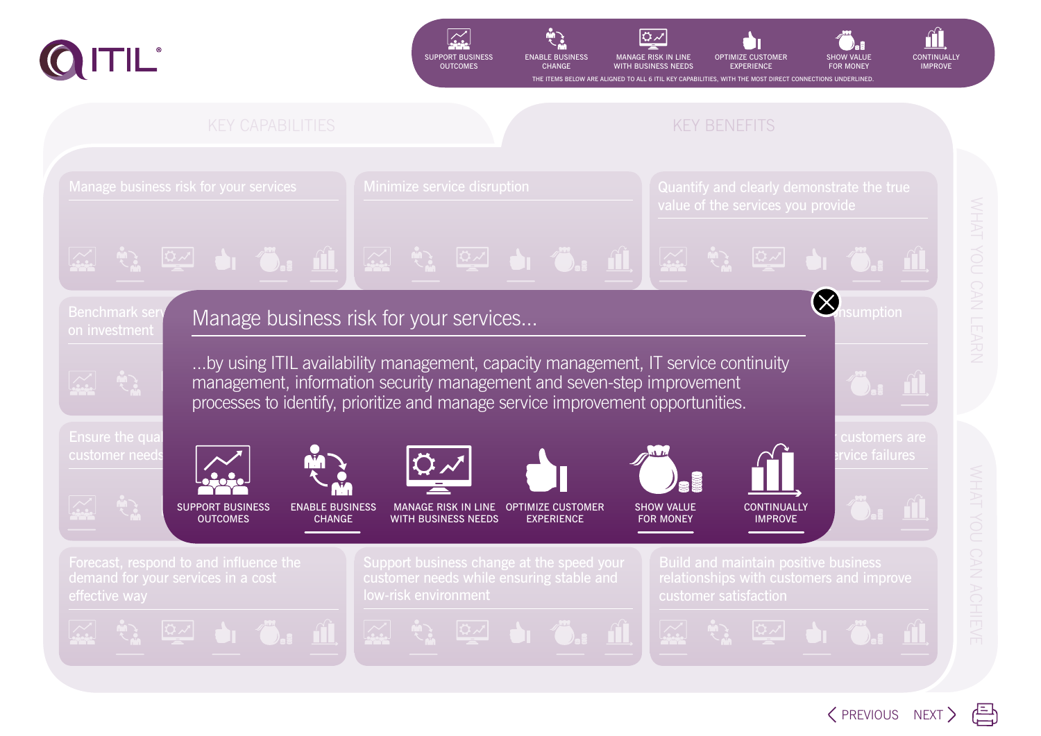# ITIL®

SUPPORT BUSINESS OUTCOMES | ENABLE BUSINESS CHANGE | MANAGE RISK IN LINE WITH BUSINESS NEEDS | OPTIMIZE CUSTOMER EXPERIENCE | SHOW VALUE FOR MONEY | CONTINUALLY IMPROVE

THE ITEMS BELOW ARE ALIGNED TO ALL 6 ITIL KEY CAPABILITIES, WITH THE MOST DIRECT CONNECTIONS UNDERLINED.

## KEY CAPABILITIES

## KEY BENEFITS

- Manage business risk for your services
- Minimize service disruption
- Quantify and clearly demonstrate the true value of the services you provide
- Benchmark serv... on investment
- ...nsumption
- Ensure the qual... customer needs
- ...customers are ...rvice failures
- Forecast, respond to and influence the demand for your services in a cost effective way
- Support business change at the speed your customer needs while ensuring stable and low-risk environment
- Build and maintain positive business relationships with customers and improve customer satisfaction

WHAT YOU CAN LEARN

WHAT YOU CAN ACHIEVE

## Manage business risk for your services...

...by using ITIL availability management, capacity management, IT service continuity management, information security management and seven-step improvement processes to identify, prioritize and manage service improvement opportunities.

- SUPPORT BUSINESS OUTCOMES
- ENABLE BUSINESS CHANGE (underlined)
- MANAGE RISK IN LINE WITH BUSINESS NEEDS
- OPTIMIZE CUSTOMER EXPERIENCE
- SHOW VALUE FOR MONEY (underlined)
- CONTINUALLY IMPROVE (underlined)

PREVIOUS NEXT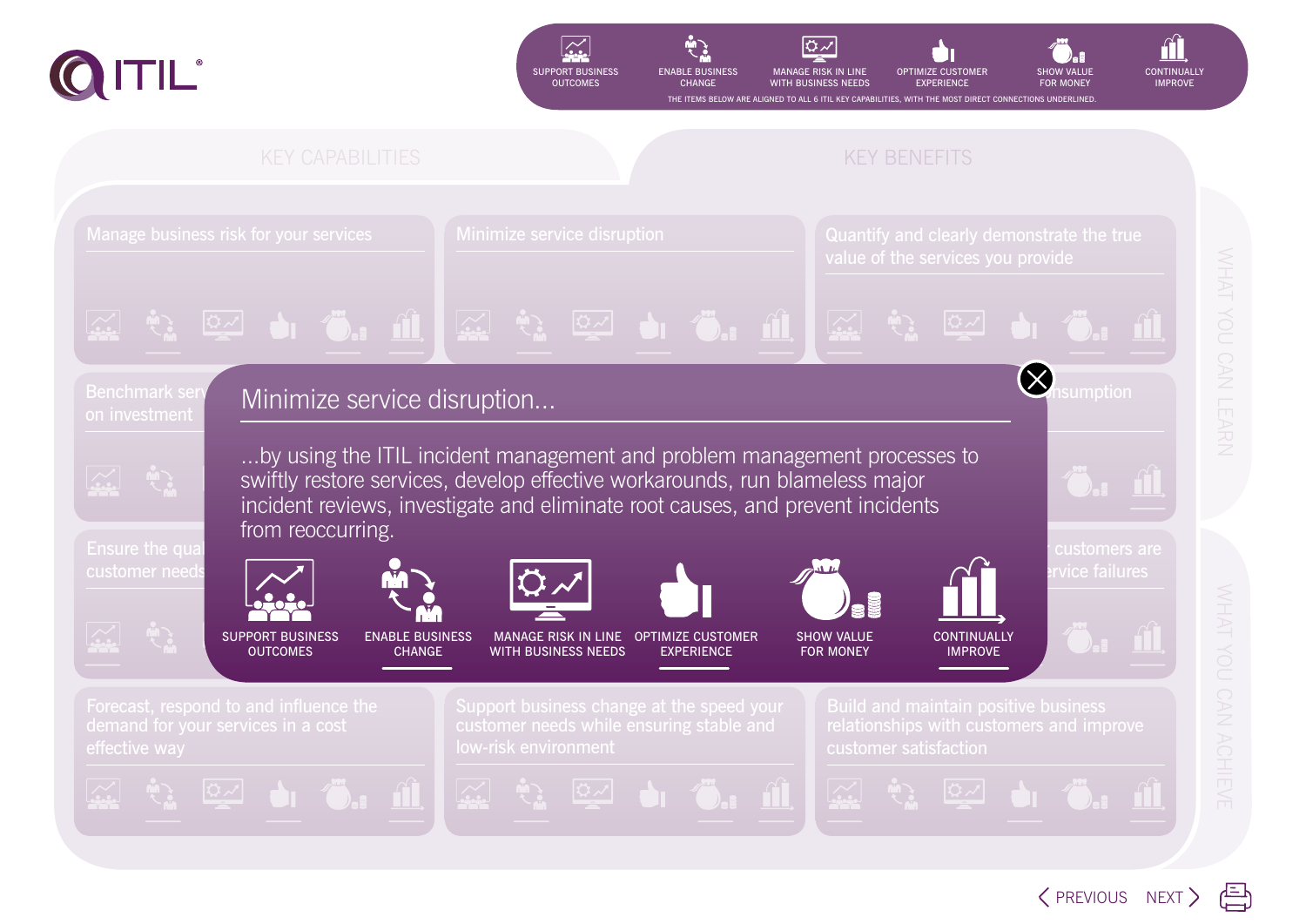# ITIL®

SUPPORT BUSINESS OUTCOMES | ENABLE BUSINESS CHANGE | MANAGE RISK IN LINE WITH BUSINESS NEEDS | OPTIMIZE CUSTOMER EXPERIENCE | SHOW VALUE FOR MONEY | CONTINUALLY IMPROVE

THE ITEMS BELOW ARE ALIGNED TO ALL 6 ITIL KEY CAPABILITIES, WITH THE MOST DIRECT CONNECTIONS UNDERLINED.

KEY CAPABILITIES

KEY BENEFITS

Manage business risk for your services

Minimize service disruption

Quantify and clearly demonstrate the true value of the services you provide

Benchmark serv... on investment

...nsumption

Ensure the qua... customer needs

...customers are ...rvice failures

## Minimize service disruption...

...by using the ITIL incident management and problem management processes to swiftly restore services, develop effective workarounds, run blameless major incident reviews, investigate and eliminate root causes, and prevent incidents from reoccurring.

- SUPPORT BUSINESS OUTCOMES
- <u>ENABLE BUSINESS CHANGE</u>
- MANAGE RISK IN LINE WITH BUSINESS NEEDS
- <u>OPTIMIZE CUSTOMER EXPERIENCE</u>
- SHOW VALUE FOR MONEY
- <u>CONTINUALLY IMPROVE</u>

Forecast, respond to and influence the demand for your services in a cost effective way

Support business change at the speed your customer needs while ensuring stable and low-risk environment

Build and maintain positive business relationships with customers and improve customer satisfaction

WHAT YOU CAN LEARN

WHAT YOU CAN ACHIEVE

PREVIOUS NEXT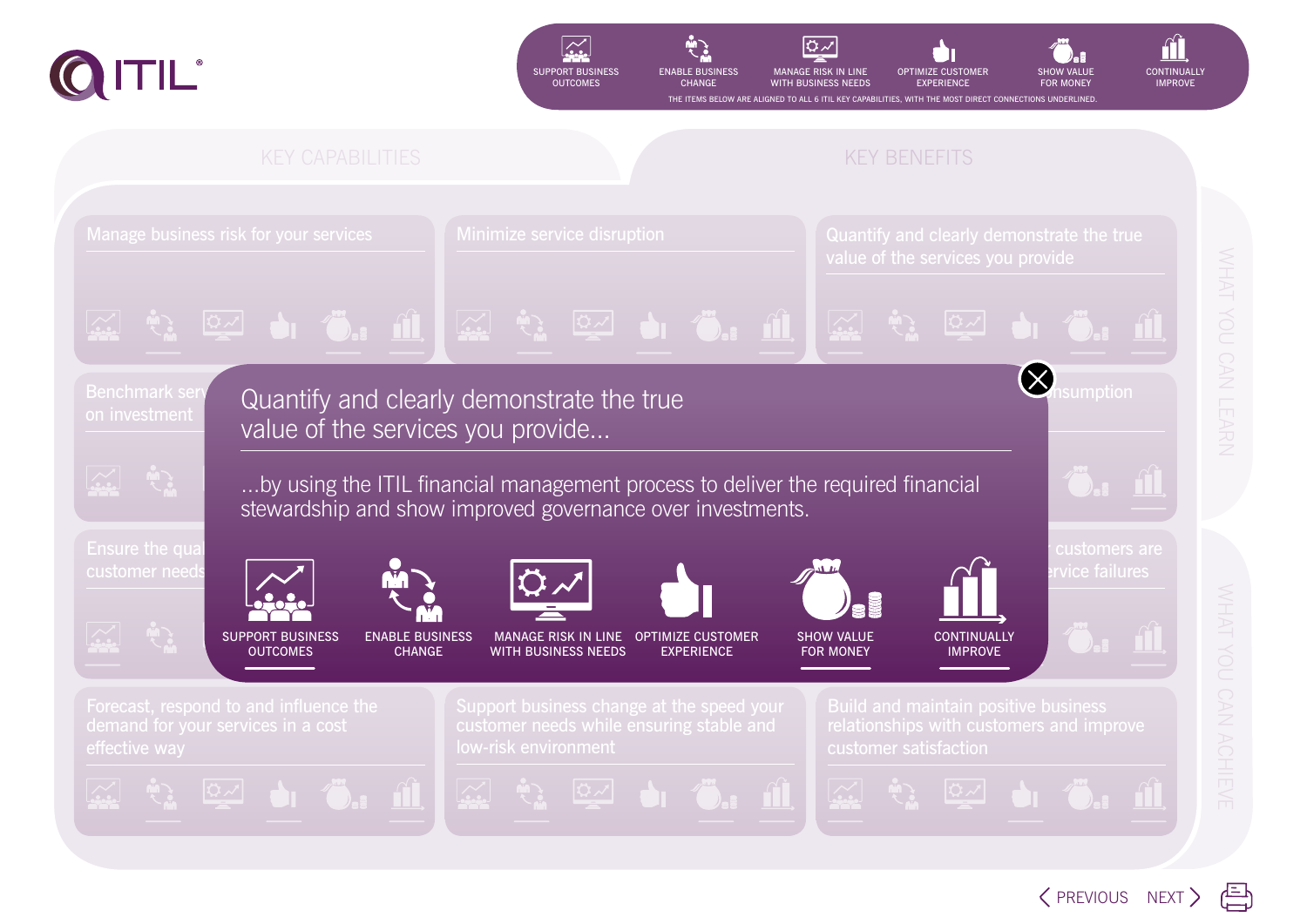SUPPORT BUSINESS OUTCOMES | ENABLE BUSINESS CHANGE | MANAGE RISK IN LINE WITH BUSINESS NEEDS | OPTIMIZE CUSTOMER EXPERIENCE | SHOW VALUE FOR MONEY | CONTINUALLY IMPROVE

THE ITEMS BELOW ARE ALIGNED TO ALL 6 ITIL KEY CAPABILITIES, WITH THE MOST DIRECT CONNECTIONS UNDERLINED.

## KEY CAPABILITIES

## KEY BENEFITS

- Manage business risk for your services
- Minimize service disruption
- Quantify and clearly demonstrate the true value of the services you provide
- Benchmark serv... on investment
- ...nsumption
- Ensure the qual... customer needs
- ...customers are ...rvice failures
- Forecast, respond to and influence the demand for your services in a cost effective way
- Support business change at the speed your customer needs while ensuring stable and low-risk environment
- Build and maintain positive business relationships with customers and improve customer satisfaction

## Quantify and clearly demonstrate the true value of the services you provide...

...by using the ITIL financial management process to deliver the required financial stewardship and show improved governance over investments.

SUPPORT BUSINESS OUTCOMES | ENABLE BUSINESS CHANGE | MANAGE RISK IN LINE WITH BUSINESS NEEDS | OPTIMIZE CUSTOMER EXPERIENCE | SHOW VALUE FOR MONEY | CONTINUALLY IMPROVE

WHAT YOU CAN LEARN

WHAT YOU CAN ACHIEVE

PREVIOUS NEXT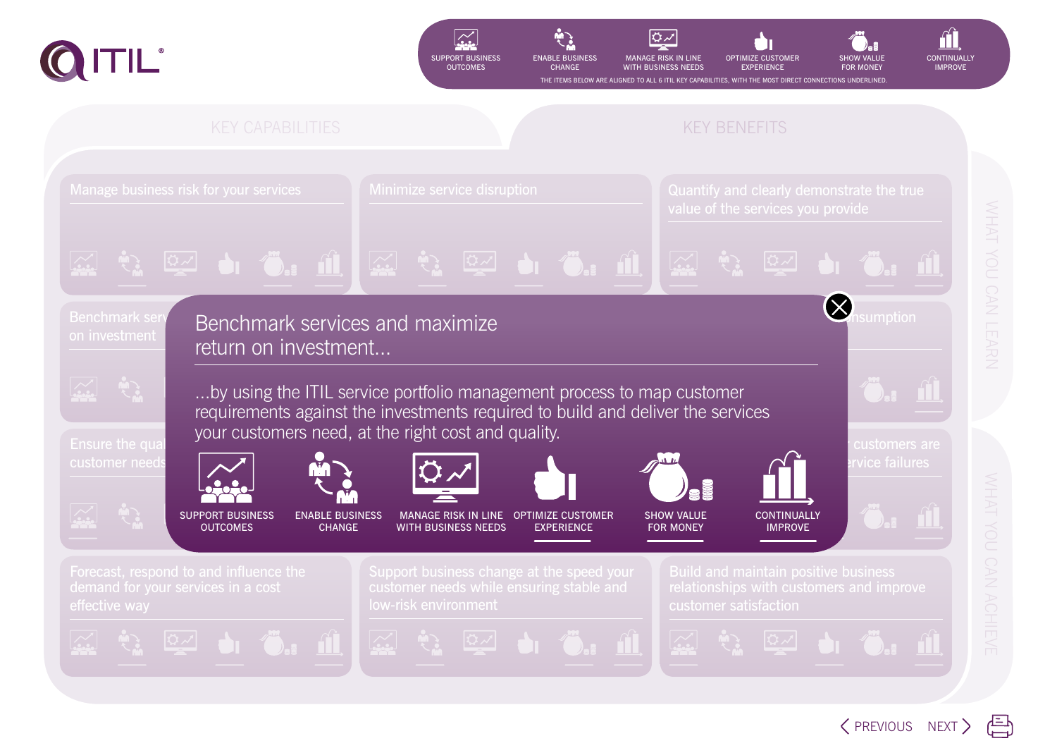# ITIL®

SUPPORT BUSINESS OUTCOMES | ENABLE BUSINESS CHANGE | MANAGE RISK IN LINE WITH BUSINESS NEEDS | OPTIMIZE CUSTOMER EXPERIENCE | SHOW VALUE FOR MONEY | CONTINUALLY IMPROVE

THE ITEMS BELOW ARE ALIGNED TO ALL 6 ITIL KEY CAPABILITIES, WITH THE MOST DIRECT CONNECTIONS UNDERLINED.

## KEY CAPABILITIES

## KEY BENEFITS

- Manage business risk for your services
- Minimize service disruption
- Quantify and clearly demonstrate the true value of the services you provide
- Benchmark serv... on investment
- ...nsumption
- Ensure the qual... customer needs
- ... customers are ... rvice failures
- Forecast, respond to and influence the demand for your services in a cost effective way
- Support business change at the speed your customer needs while ensuring stable and low-risk environment
- Build and maintain positive business relationships with customers and improve customer satisfaction

WHAT YOU CAN LEARN

WHAT YOU CAN ACHIEVE

## Benchmark services and maximize return on investment...

...by using the ITIL service portfolio management process to map customer requirements against the investments required to build and deliver the services your customers need, at the right cost and quality.

SUPPORT BUSINESS OUTCOMES | ENABLE BUSINESS CHANGE | MANAGE RISK IN LINE WITH BUSINESS NEEDS | <u>OPTIMIZE CUSTOMER EXPERIENCE</u> | <u>SHOW VALUE FOR MONEY</u> | <u>CONTINUALLY IMPROVE</u>

PREVIOUS NEXT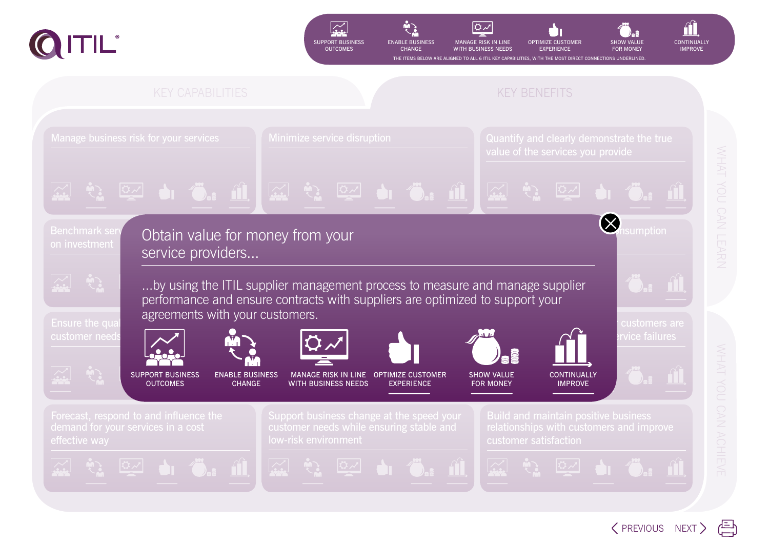ITIL®

SUPPORT BUSINESS OUTCOMES | ENABLE BUSINESS CHANGE | MANAGE RISK IN LINE WITH BUSINESS NEEDS | OPTIMIZE CUSTOMER EXPERIENCE | SHOW VALUE FOR MONEY | CONTINUALLY IMPROVE

THE ITEMS BELOW ARE ALIGNED TO ALL 6 ITIL KEY CAPABILITIES, WITH THE MOST DIRECT CONNECTIONS UNDERLINED.

KEY CAPABILITIES

KEY BENEFITS

Manage business risk for your services

Minimize service disruption

Quantify and clearly demonstrate the true value of the services you provide

Benchmark serv... on investment

...nsumption

Ensure the qual... customer needs

... customers are ... rvice failures

## Obtain value for money from your service providers...

...by using the ITIL supplier management process to measure and manage supplier performance and ensure contracts with suppliers are optimized to support your agreements with your customers.

SUPPORT BUSINESS OUTCOMES

ENABLE BUSINESS CHANGE

MANAGE RISK IN LINE WITH BUSINESS NEEDS

OPTIMIZE CUSTOMER EXPERIENCE

SHOW VALUE FOR MONEY

CONTINUALLY IMPROVE

Forecast, respond to and influence the demand for your services in a cost effective way

Support business change at the speed your customer needs while ensuring stable and low-risk environment

Build and maintain positive business relationships with customers and improve customer satisfaction

WHAT YOU CAN LEARN

WHAT YOU CAN ACHIEVE

PREVIOUS NEXT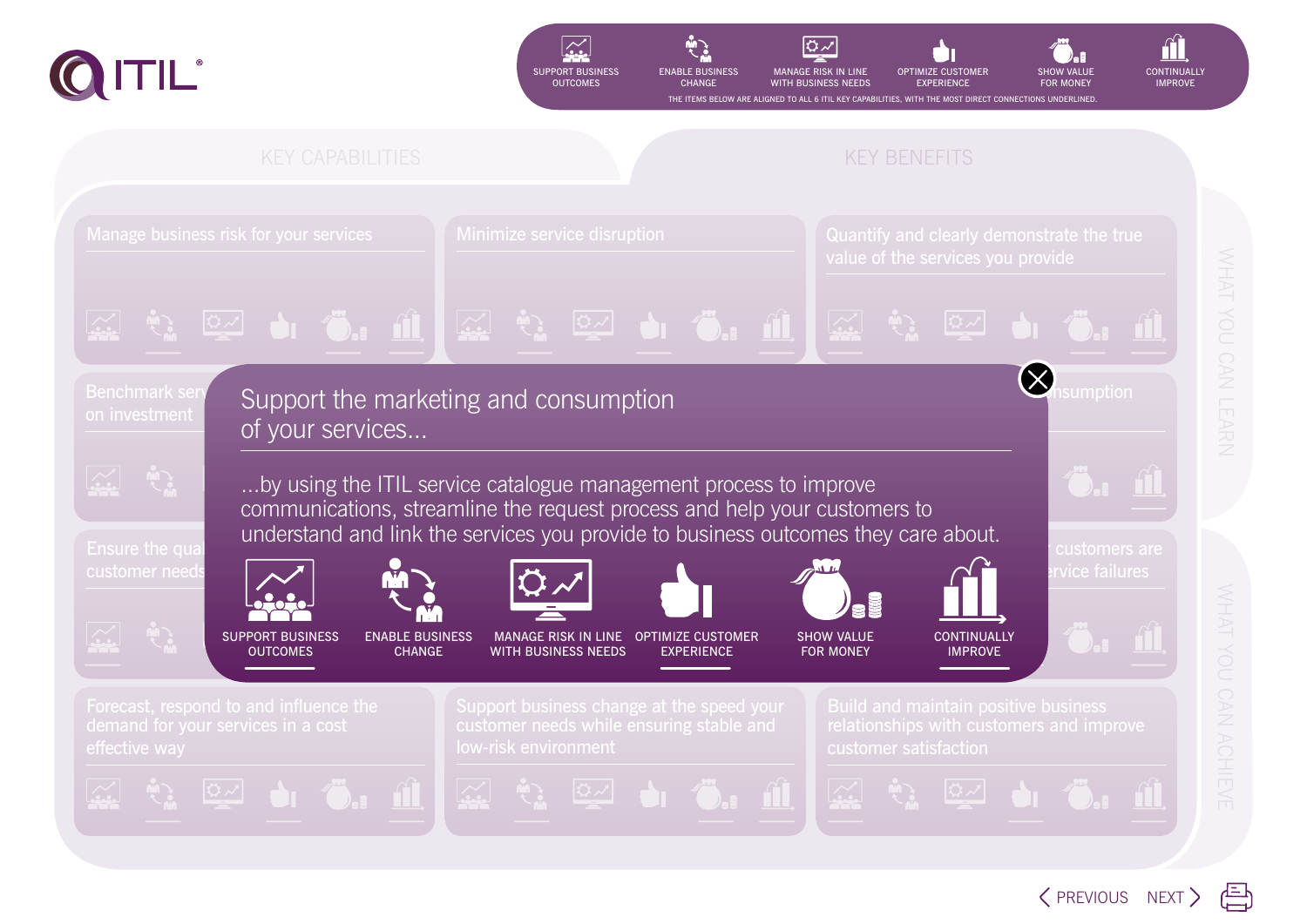# ITIL®

SUPPORT BUSINESS OUTCOMES | ENABLE BUSINESS CHANGE | MANAGE RISK IN LINE WITH BUSINESS NEEDS | OPTIMIZE CUSTOMER EXPERIENCE | SHOW VALUE FOR MONEY | CONTINUALLY IMPROVE

THE ITEMS BELOW ARE ALIGNED TO ALL 6 ITIL KEY CAPABILITIES, WITH THE MOST DIRECT CONNECTIONS UNDERLINED.

## KEY CAPABILITIES

## KEY BENEFITS

- Manage business risk for your services
- Minimize service disruption
- Quantify and clearly demonstrate the true value of the services you provide
- Benchmark serv... on investment
- ...nsumption
- Ensure the qual... customer needs
- ... customers are ...rvice failures
- Forecast, respond to and influence the demand for your services in a cost effective way
- Support business change at the speed your customer needs while ensuring stable and low-risk environment
- Build and maintain positive business relationships with customers and improve customer satisfaction

## Support the marketing and consumption of your services...

...by using the ITIL service catalogue management process to improve communications, streamline the request process and help your customers to understand and link the services you provide to business outcomes they care about.

<u>SUPPORT BUSINESS OUTCOMES</u> | ENABLE BUSINESS CHANGE | MANAGE RISK IN LINE WITH BUSINESS NEEDS | <u>OPTIMIZE CUSTOMER EXPERIENCE</u> | SHOW VALUE FOR MONEY | <u>CONTINUALLY IMPROVE</u>

WHAT YOU CAN LEARN

WHAT YOU CAN ACHIEVE

PREVIOUS NEXT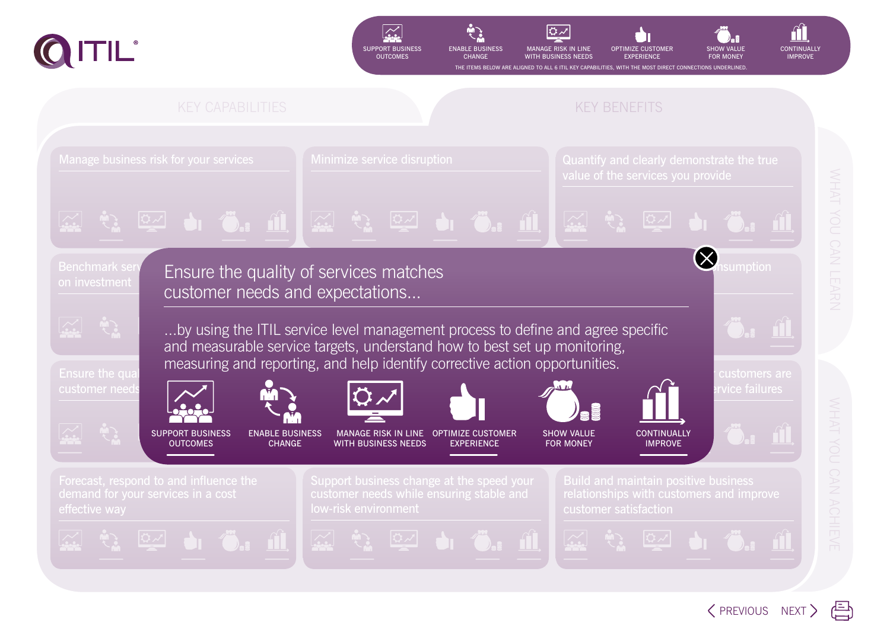# ITIL®

SUPPORT BUSINESS OUTCOMES | ENABLE BUSINESS CHANGE | MANAGE RISK IN LINE WITH BUSINESS NEEDS | OPTIMIZE CUSTOMER EXPERIENCE | SHOW VALUE FOR MONEY | CONTINUALLY IMPROVE

THE ITEMS BELOW ARE ALIGNED TO ALL 6 ITIL KEY CAPABILITIES, WITH THE MOST DIRECT CONNECTIONS UNDERLINED.

## KEY CAPABILITIES

## KEY BENEFITS

- Manage business risk for your services
- Minimize service disruption
- Quantify and clearly demonstrate the true value of the services you provide
- Benchmark serv... on investment
- ...nsumption
- Ensure the qual... customer needs
- ...customers are ...rvice failures
- Forecast, respond to and influence the demand for your services in a cost effective way
- Support business change at the speed your customer needs while ensuring stable and low-risk environment
- Build and maintain positive business relationships with customers and improve customer satisfaction

## Ensure the quality of services matches customer needs and expectations...

...by using the ITIL service level management process to define and agree specific and measurable service targets, understand how to best set up monitoring, measuring and reporting, and help identify corrective action opportunities.

- <u>SUPPORT BUSINESS OUTCOMES</u>
- ENABLE BUSINESS CHANGE
- MANAGE RISK IN LINE WITH BUSINESS NEEDS
- <u>OPTIMIZE CUSTOMER EXPERIENCE</u>
- SHOW VALUE FOR MONEY
- <u>CONTINUALLY IMPROVE</u>

WHAT YOU CAN LEARN

WHAT YOU CAN ACHIEVE

PREVIOUS NEXT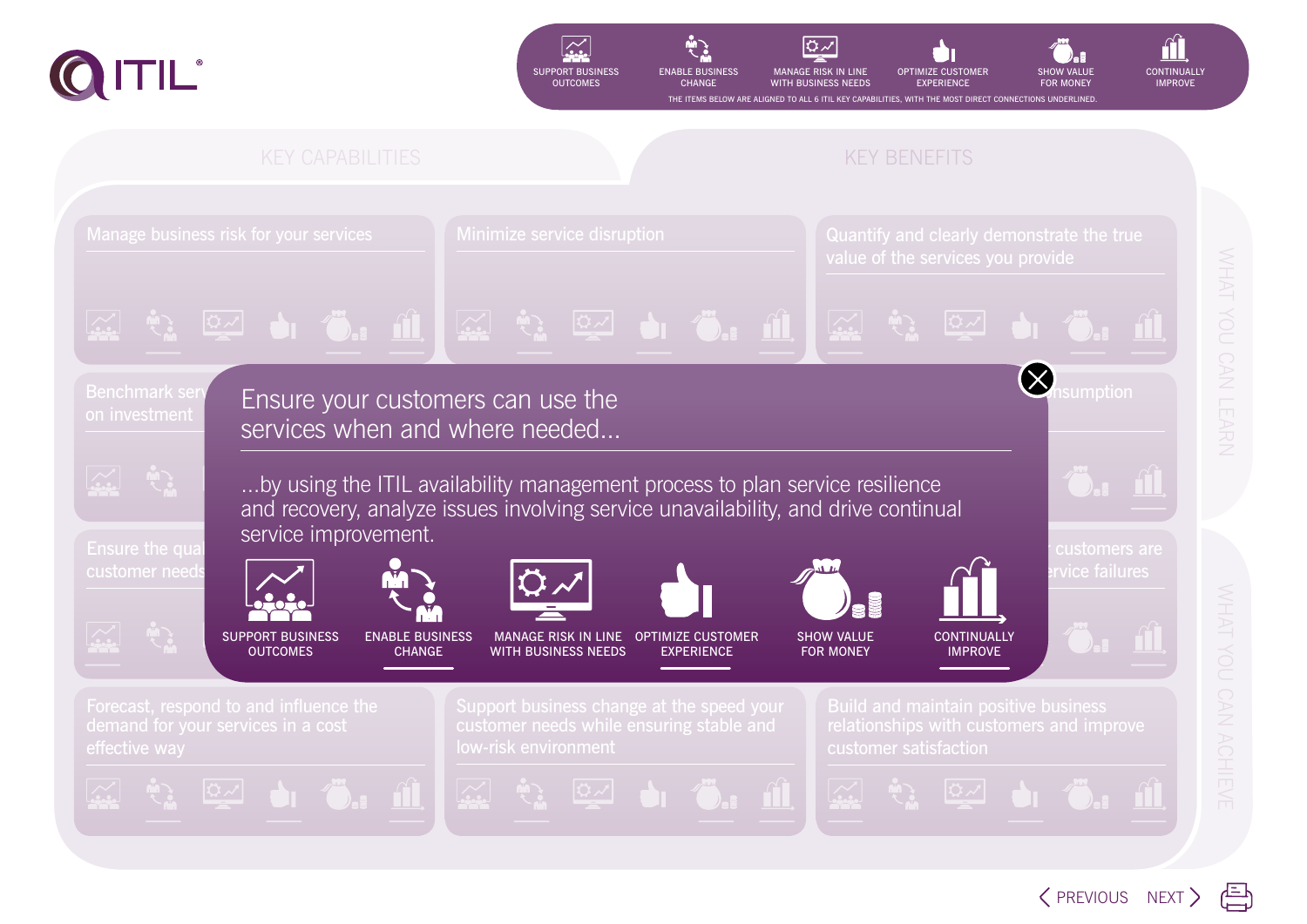# ITIL®

SUPPORT BUSINESS OUTCOMES | ENABLE BUSINESS CHANGE | MANAGE RISK IN LINE WITH BUSINESS NEEDS | OPTIMIZE CUSTOMER EXPERIENCE | SHOW VALUE FOR MONEY | CONTINUALLY IMPROVE

THE ITEMS BELOW ARE ALIGNED TO ALL 6 ITIL KEY CAPABILITIES, WITH THE MOST DIRECT CONNECTIONS UNDERLINED.

## KEY CAPABILITIES

## KEY BENEFITS

- Manage business risk for your services
- Minimize service disruption
- Quantify and clearly demonstrate the true value of the services you provide
- Benchmark serv… on investment
- …nsumption
- Ensure the qual… customer needs
- …customers are …rvice failures
- Forecast, respond to and influence the demand for your services in a cost effective way
- Support business change at the speed your customer needs while ensuring stable and low-risk environment
- Build and maintain positive business relationships with customers and improve customer satisfaction

## Ensure your customers can use the services when and where needed...

...by using the ITIL availability management process to plan service resilience and recovery, analyze issues involving service unavailability, and drive continual service improvement.

SUPPORT BUSINESS OUTCOMES | ENABLE BUSINESS CHANGE | MANAGE RISK IN LINE WITH BUSINESS NEEDS | OPTIMIZE CUSTOMER EXPERIENCE | SHOW VALUE FOR MONEY | CONTINUALLY IMPROVE

WHAT YOU CAN LEARN

WHAT YOU CAN ACHIEVE

PREVIOUS NEXT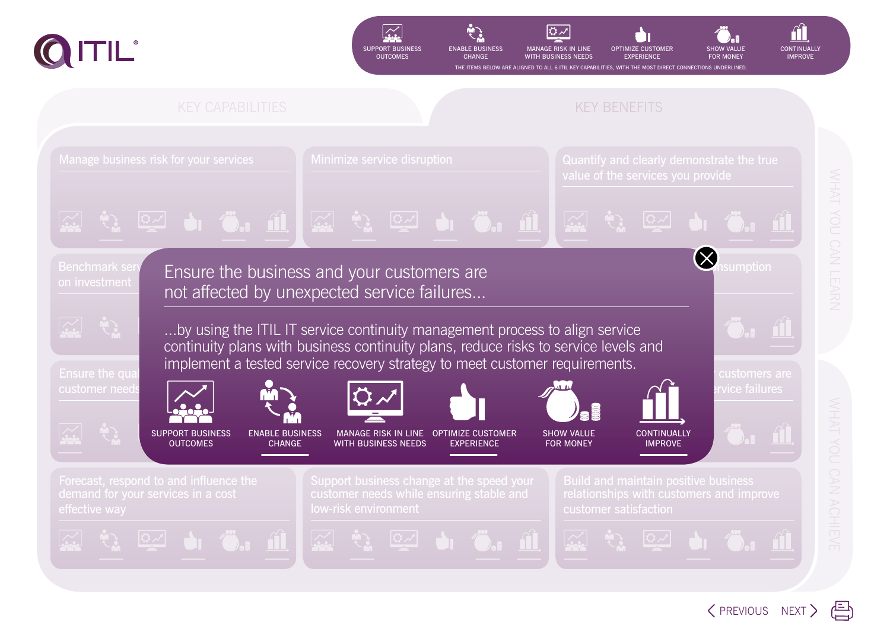ITIL®

SUPPORT BUSINESS OUTCOMES | ENABLE BUSINESS CHANGE | MANAGE RISK IN LINE WITH BUSINESS NEEDS | OPTIMIZE CUSTOMER EXPERIENCE | SHOW VALUE FOR MONEY | CONTINUALLY IMPROVE

THE ITEMS BELOW ARE ALIGNED TO ALL 6 ITIL KEY CAPABILITIES, WITH THE MOST DIRECT CONNECTIONS UNDERLINED.

KEY CAPABILITIES

KEY BENEFITS

Manage business risk for your services

Minimize service disruption

Quantify and clearly demonstrate the true value of the services you provide

Benchmark serv... on investment

...nsumption

Ensure the qua... customer needs

...customers are ...rvice failures

# Ensure the business and your customers are not affected by unexpected service failures...

...by using the ITIL IT service continuity management process to align service continuity plans with business continuity plans, reduce risks to service levels and implement a tested service recovery strategy to meet customer requirements.

SUPPORT BUSINESS OUTCOMES

**ENABLE BUSINESS CHANGE**

MANAGE RISK IN LINE WITH BUSINESS NEEDS

**OPTIMIZE CUSTOMER EXPERIENCE**

SHOW VALUE FOR MONEY

**CONTINUALLY IMPROVE**

Forecast, respond to and influence the demand for your services in a cost effective way

Support business change at the speed your customer needs while ensuring stable and low-risk environment

Build and maintain positive business relationships with customers and improve customer satisfaction

WHAT YOU CAN LEARN

WHAT YOU CAN ACHIEVE

PREVIOUS NEXT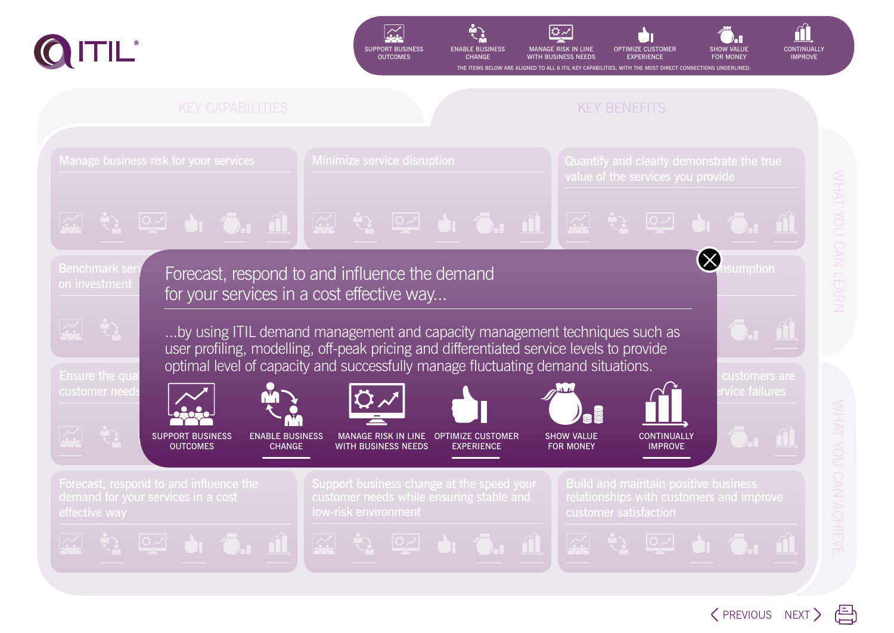# ITIL®

SUPPORT BUSINESS OUTCOMES | ENABLE BUSINESS CHANGE | MANAGE RISK IN LINE WITH BUSINESS NEEDS | OPTIMIZE CUSTOMER EXPERIENCE | SHOW VALUE FOR MONEY | CONTINUALLY IMPROVE

THE ITEMS BELOW ARE ALIGNED TO ALL 6 ITIL KEY CAPABILITIES, WITH THE MOST DIRECT CONNECTIONS UNDERLINED.

## KEY CAPABILITIES

## KEY BENEFITS

- Manage business risk for your services
- Minimize service disruption
- Quantify and clearly demonstrate the true value of the services you provide
- Benchmark services and demonstrate return on investment
- Ensure the quality of your services meets customer needs
- Forecast, respond to and influence the demand for your services in a cost effective way
- Support business change at the speed your customer needs while ensuring stable and low-risk environment
- Build and maintain positive business relationships with customers and improve customer satisfaction

## Forecast, respond to and influence the demand for your services in a cost effective way...

...by using ITIL demand management and capacity management techniques such as user profiling, modelling, off-peak pricing and differentiated service levels to provide optimal level of capacity and successfully manage fluctuating demand situations.

SUPPORT BUSINESS OUTCOMES | **ENABLE BUSINESS CHANGE** | MANAGE RISK IN LINE WITH BUSINESS NEEDS | **OPTIMIZE CUSTOMER EXPERIENCE** | SHOW VALUE FOR MONEY | **CONTINUALLY IMPROVE**

WHAT YOU CAN LEARN

WHAT YOU CAN ACHIEVE

PREVIOUS NEXT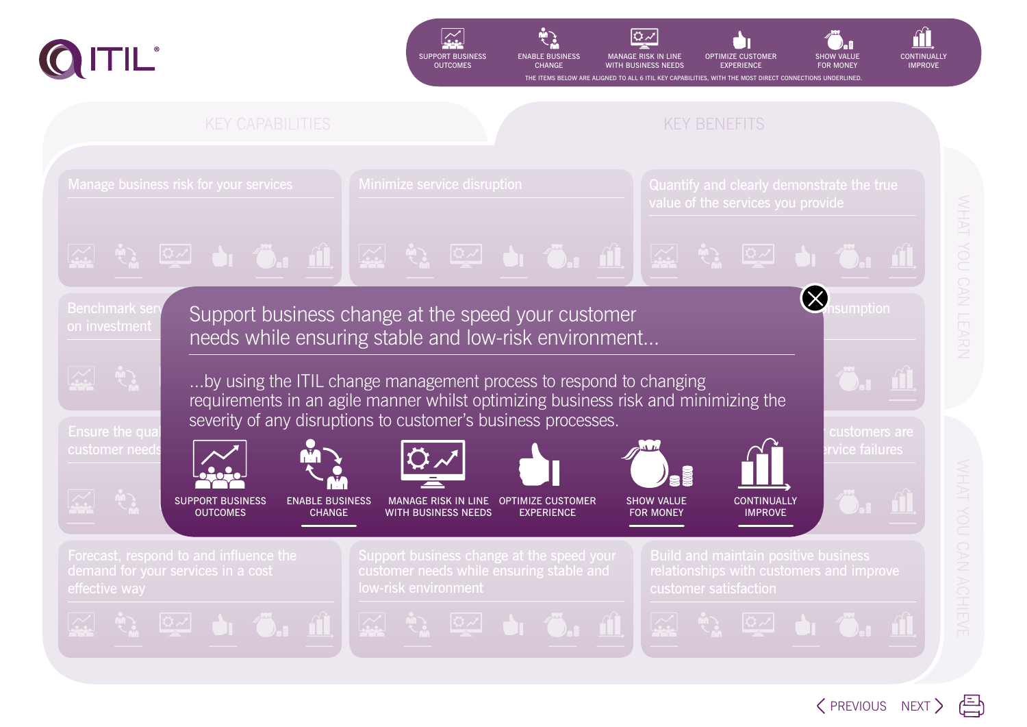ITIL®

SUPPORT BUSINESS OUTCOMES | ENABLE BUSINESS CHANGE | MANAGE RISK IN LINE WITH BUSINESS NEEDS | OPTIMIZE CUSTOMER EXPERIENCE | SHOW VALUE FOR MONEY | CONTINUALLY IMPROVE

THE ITEMS BELOW ARE ALIGNED TO ALL 6 ITIL KEY CAPABILITIES, WITH THE MOST DIRECT CONNECTIONS UNDERLINED.

## KEY CAPABILITIES

## KEY BENEFITS

- Manage business risk for your services
- Minimize service disruption
- Quantify and clearly demonstrate the true value of the services you provide
- Benchmark serv... on investment
- ...nsumption
- Ensure the qual... customer needs
- ...customers are ...rvice failures
- Forecast, respond to and influence the demand for your services in a cost effective way
- Support business change at the speed your customer needs while ensuring stable and low-risk environment
- Build and maintain positive business relationships with customers and improve customer satisfaction

## Support business change at the speed your customer needs while ensuring stable and low-risk environment...

...by using the ITIL change management process to respond to changing requirements in an agile manner whilst optimizing business risk and minimizing the severity of any disruptions to customer's business processes.

SUPPORT BUSINESS OUTCOMES | ENABLE BUSINESS CHANGE | MANAGE RISK IN LINE WITH BUSINESS NEEDS | OPTIMIZE CUSTOMER EXPERIENCE | SHOW VALUE FOR MONEY | CONTINUALLY IMPROVE

WHAT YOU CAN LEARN

WHAT YOU CAN ACHIEVE

PREVIOUS NEXT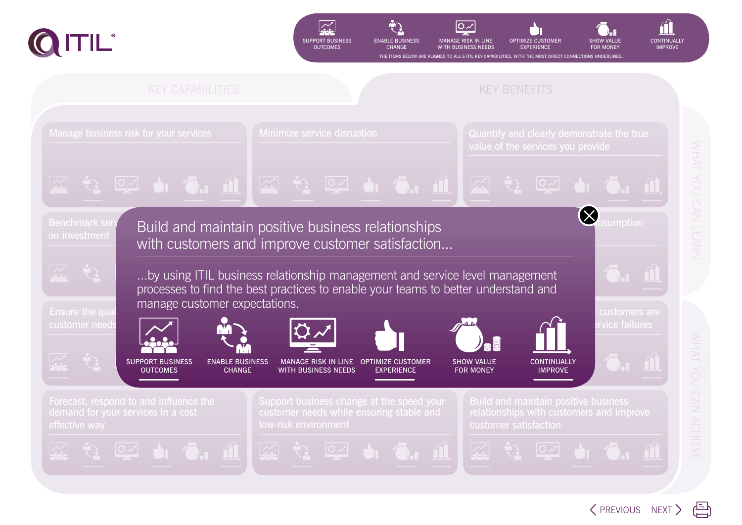# ITIL

SUPPORT BUSINESS OUTCOMES | ENABLE BUSINESS CHANGE | MANAGE RISK IN LINE WITH BUSINESS NEEDS | OPTIMIZE CUSTOMER EXPERIENCE | SHOW VALUE FOR MONEY | CONTINUALLY IMPROVE

THE ITEMS BELOW ARE ALIGNED TO ALL 6 ITIL KEY CAPABILITIES, WITH THE MOST DIRECT CONNECTIONS UNDERLINED.

## KEY CAPABILITIES

## KEY BENEFITS

- Manage business risk for your services
- Minimize service disruption
- Quantify and clearly demonstrate the true value of the services you provide
- Benchmark serv... on investment
- ...nsumption
- Ensure the qua... customer needs
- ... customers are ...rvice failures
- Forecast, respond to and influence the demand for your services in a cost effective way
- Support business change at the speed your customer needs while ensuring stable and low-risk environment
- Build and maintain positive business relationships with customers and improve customer satisfaction

WHAT YOU CAN LEARN

WHAT YOU CAN ACHIEVE

## Build and maintain positive business relationships with customers and improve customer satisfaction...

...by using ITIL business relationship management and service level management processes to find the best practices to enable your teams to better understand and manage customer expectations.

- <u>SUPPORT BUSINESS OUTCOMES</u>
- ENABLE BUSINESS CHANGE
- MANAGE RISK IN LINE WITH BUSINESS NEEDS
- <u>OPTIMIZE CUSTOMER EXPERIENCE</u>
- SHOW VALUE FOR MONEY
- <u>CONTINUALLY IMPROVE</u>

PREVIOUS NEXT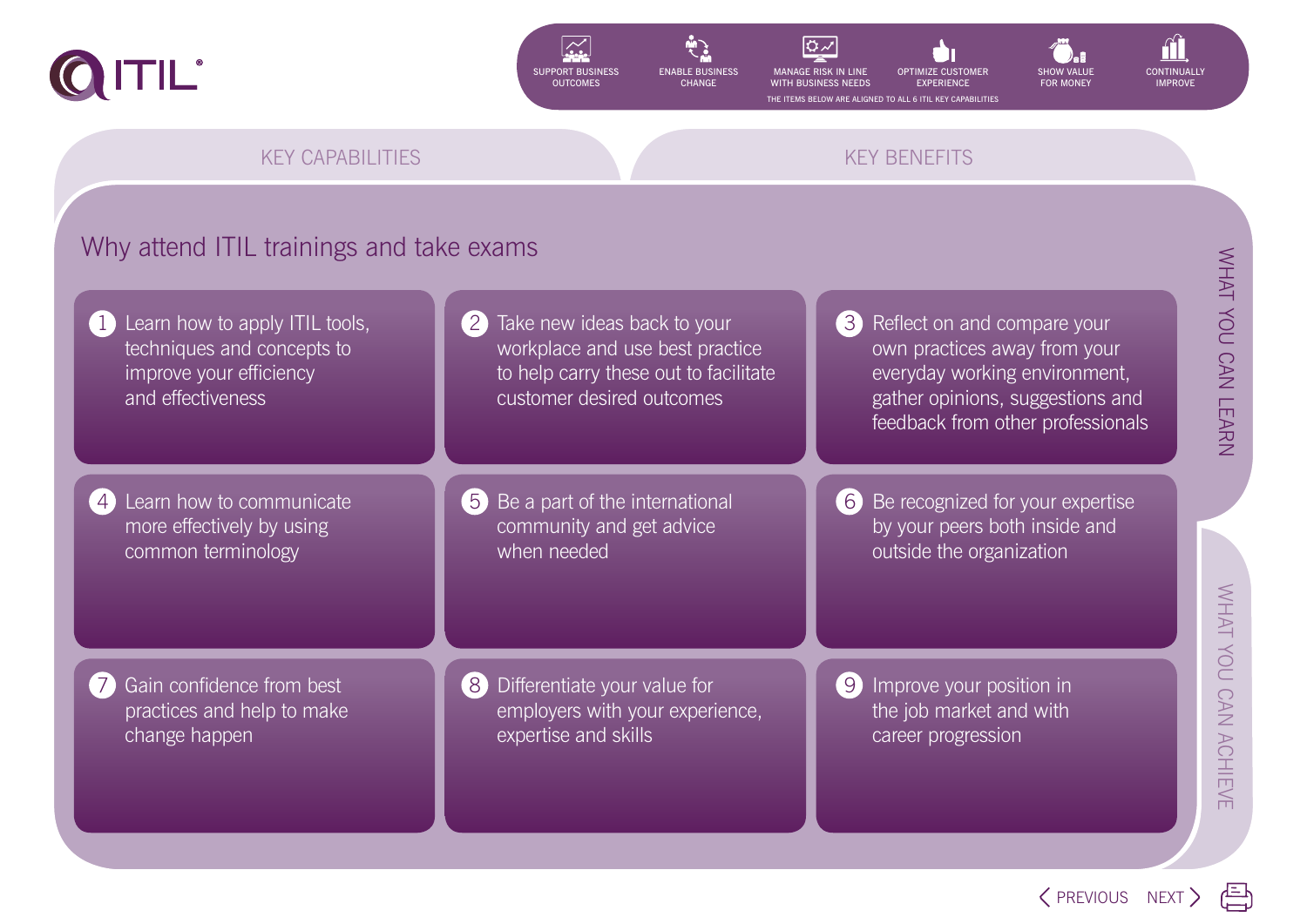ITIL®

SUPPORT BUSINESS OUTCOMES | ENABLE BUSINESS CHANGE | MANAGE RISK IN LINE WITH BUSINESS NEEDS | OPTIMIZE CUSTOMER EXPERIENCE | SHOW VALUE FOR MONEY | CONTINUALLY IMPROVE

THE ITEMS BELOW ARE ALIGNED TO ALL 6 ITIL KEY CAPABILITIES

KEY CAPABILITIES | KEY BENEFITS

## Why attend ITIL trainings and take exams

**WHAT YOU CAN LEARN**

1. Learn how to apply ITIL tools, techniques and concepts to improve your efficiency and effectiveness
2. Take new ideas back to your workplace and use best practice to help carry these out to facilitate customer desired outcomes
3. Reflect on and compare your own practices away from your everyday working environment, gather opinions, suggestions and feedback from other professionals
4. Learn how to communicate more effectively by using common terminology
5. Be a part of the international community and get advice when needed
6. Be recognized for your expertise by your peers both inside and outside the organization

**WHAT YOU CAN ACHIEVE**

7. Gain confidence from best practices and help to make change happen
8. Differentiate your value for employers with your experience, expertise and skills
9. Improve your position in the job market and with career progression

PREVIOUS | NEXT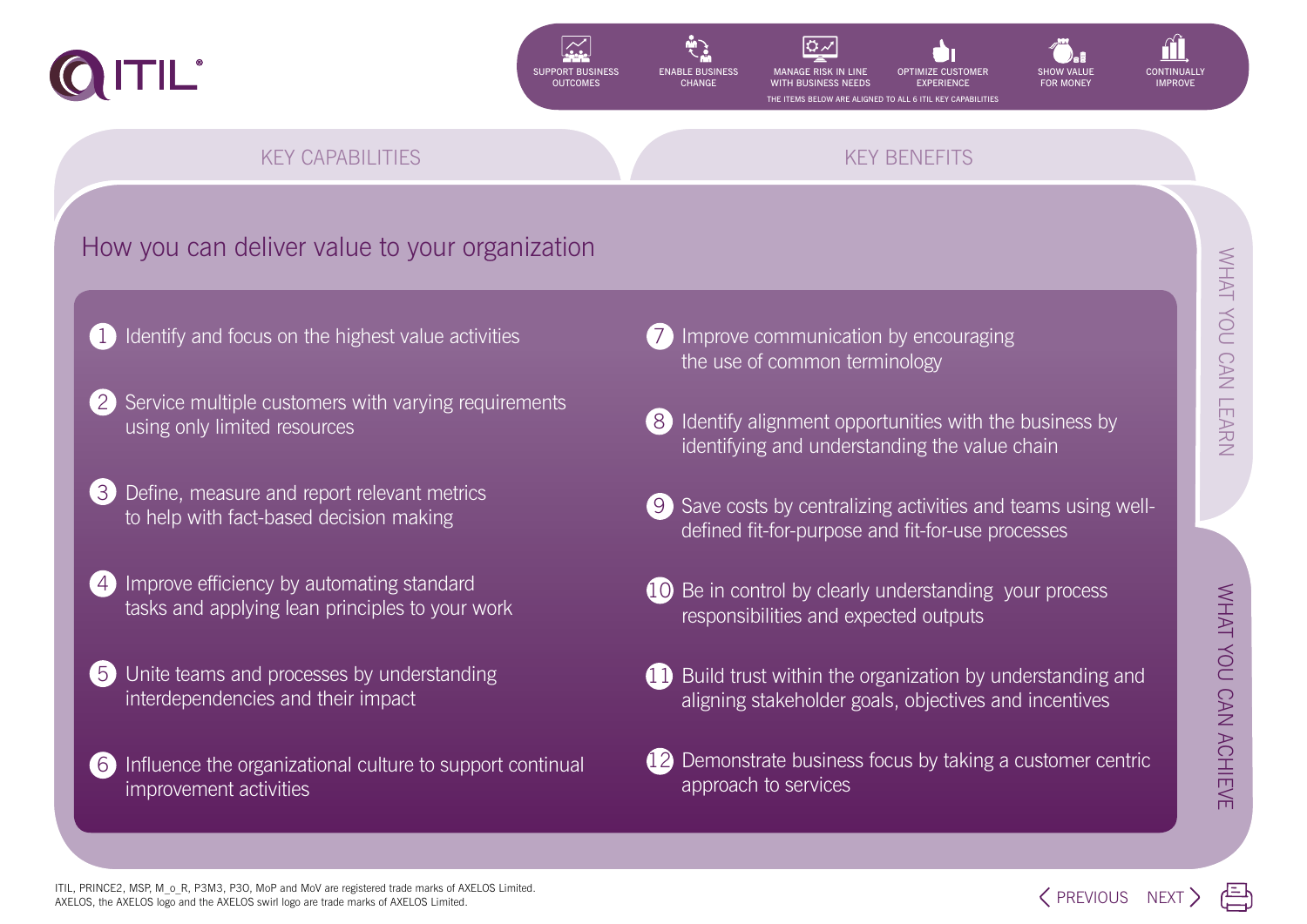# ITIL®

SUPPORT BUSINESS OUTCOMES | ENABLE BUSINESS CHANGE | MANAGE RISK IN LINE WITH BUSINESS NEEDS | OPTIMIZE CUSTOMER EXPERIENCE | SHOW VALUE FOR MONEY | CONTINUALLY IMPROVE

THE ITEMS BELOW ARE ALIGNED TO ALL 6 ITIL KEY CAPABILITIES

KEY CAPABILITIES | KEY BENEFITS

## How you can deliver value to your organization

1. Identify and focus on the highest value activities
2. Service multiple customers with varying requirements using only limited resources
3. Define, measure and report relevant metrics to help with fact-based decision making
4. Improve efficiency by automating standard tasks and applying lean principles to your work
5. Unite teams and processes by understanding interdependencies and their impact
6. Influence the organizational culture to support continual improvement activities
7. Improve communication by encouraging the use of common terminology
8. Identify alignment opportunities with the business by identifying and understanding the value chain
9. Save costs by centralizing activities and teams using well-defined fit-for-purpose and fit-for-use processes
10. Be in control by clearly understanding your process responsibilities and expected outputs
11. Build trust within the organization by understanding and aligning stakeholder goals, objectives and incentives
12. Demonstrate business focus by taking a customer centric approach to services

WHAT YOU CAN LEARN

WHAT YOU CAN ACHIEVE

ITIL, PRINCE2, MSP, M_o_R, P3M3, P3O, MoP and MoV are registered trade marks of AXELOS Limited.
AXELOS, the AXELOS logo and the AXELOS swirl logo are trade marks of AXELOS Limited.

PREVIOUS NEXT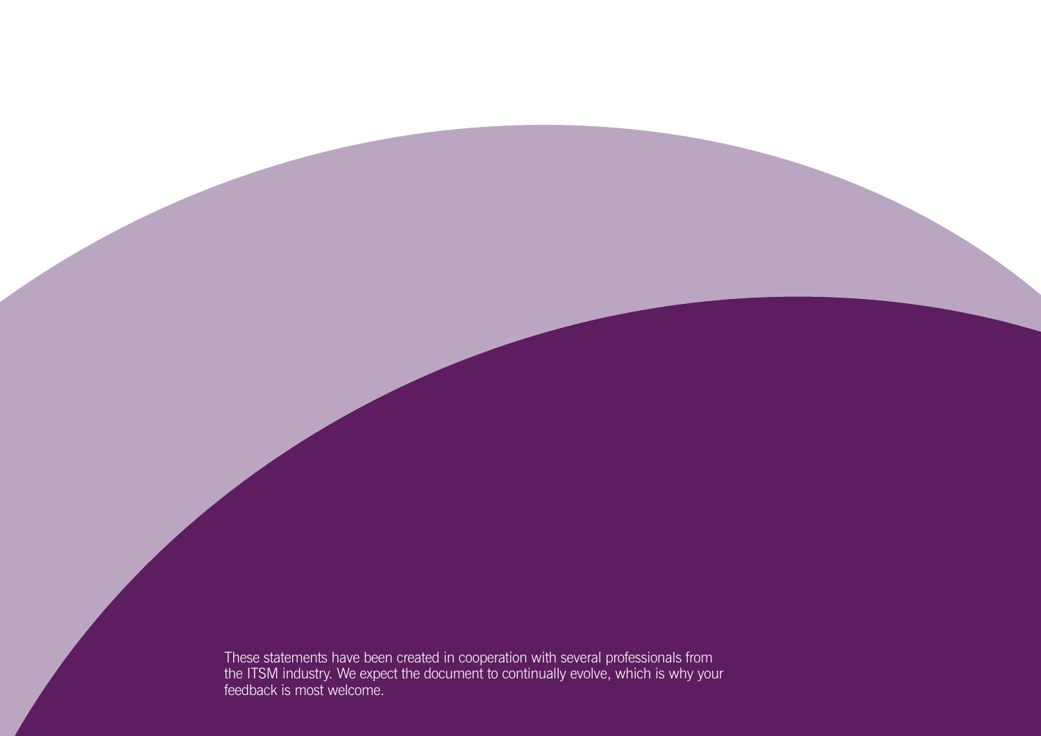These statements have been created in cooperation with several professionals from the ITSM industry. We expect the document to continually evolve, which is why your feedback is most welcome.